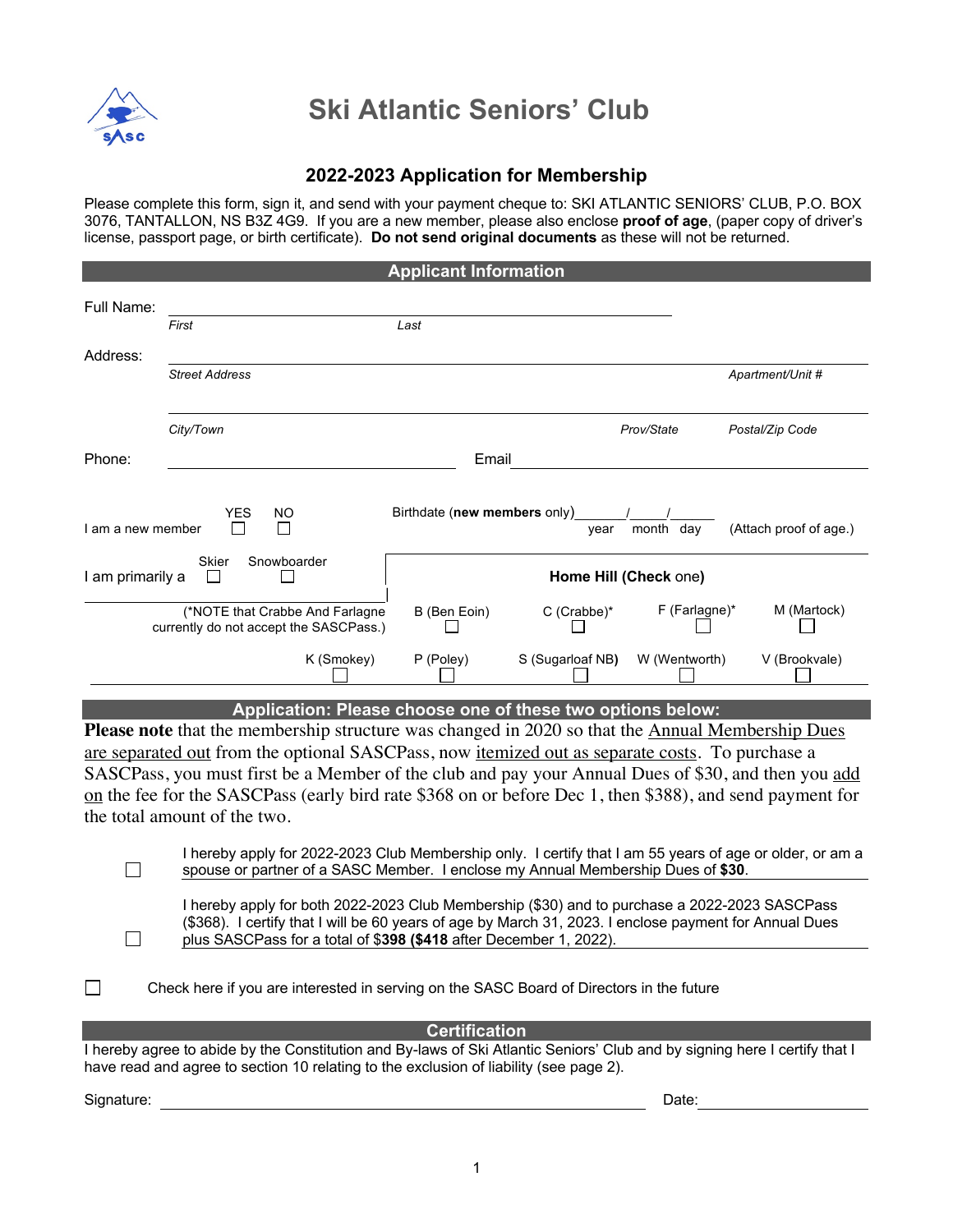# Ski Atlantic Seniors' Club

## 2022-2023 Application for Membership

Please complete this form, sign it, and send with your payment cheque to: SKI ATLANTIC SENIORS' CLUB, P.O. BOX 3076, TANTALLON, NS B3Z 4G9. If you are a new member, please also enclose **proof of age**, (paper copy of driver's license, passport page, or birth certificate). **Do not send original documents** as these will not be returned.

### Applicant Information

Full Name: ______________________________________________

*First* *Last*

Address: ______________________________________________

*Street Address* *Apartment/Unit #*

______________________________________________

*City/Town* *Prov/State* *Postal/Zip Code*

Phone: ____________________ Email ____________________

I am a new member YES ☐ NO ☐

Birthdate (**new members** only) ______/_____/______ year month day (Attach proof of age.)

I am primarily a Skier ☐ Snowboarder ☐

(*NOTE that Crabbe And Farlagne currently do not accept the SASCPass.)

**Home Hill (Check one)**

| B (Ben Eoin) | C (Crabbe)* | F (Farlagne)* | M (Martock) |
|---|---|---|---|
| ☐ | ☐ | ☐ | ☐ |

| K (Smokey) | P (Poley) | S (Sugarloaf NB) | W (Wentworth) | V (Brookvale) |
|---|---|---|---|---|
| ☐ | ☐ | ☐ | ☐ | ☐ |

### Application: Please choose one of these two options below:

**Please note** that the membership structure was changed in 2020 so that the Annual Membership Dues are separated out from the optional SASCPass, now itemized out as separate costs. To purchase a SASCPass, you must first be a Member of the club and pay your Annual Dues of $30, and then you add on the fee for the SASCPass (early bird rate $368 on or before Dec 1, then $388), and send payment for the total amount of the two.

☐ I hereby apply for 2022-2023 Club Membership only. I certify that I am 55 years of age or older, or am a spouse or partner of a SASC Member. I enclose my Annual Membership Dues of **$30**.

☐ I hereby apply for both 2022-2023 Club Membership ($30) and to purchase a 2022-2023 SASCPass ($368). I certify that I will be 60 years of age by March 31, 2023. I enclose payment for Annual Dues plus SASCPass for a total of $**398 ($418** after December 1, 2022).

☐ Check here if you are interested in serving on the SASC Board of Directors in the future

### Certification

I hereby agree to abide by the Constitution and By-laws of Ski Atlantic Seniors' Club and by signing here I certify that I have read and agree to section 10 relating to the exclusion of liability (see page 2).

Signature: ______________________________ Date: ____________________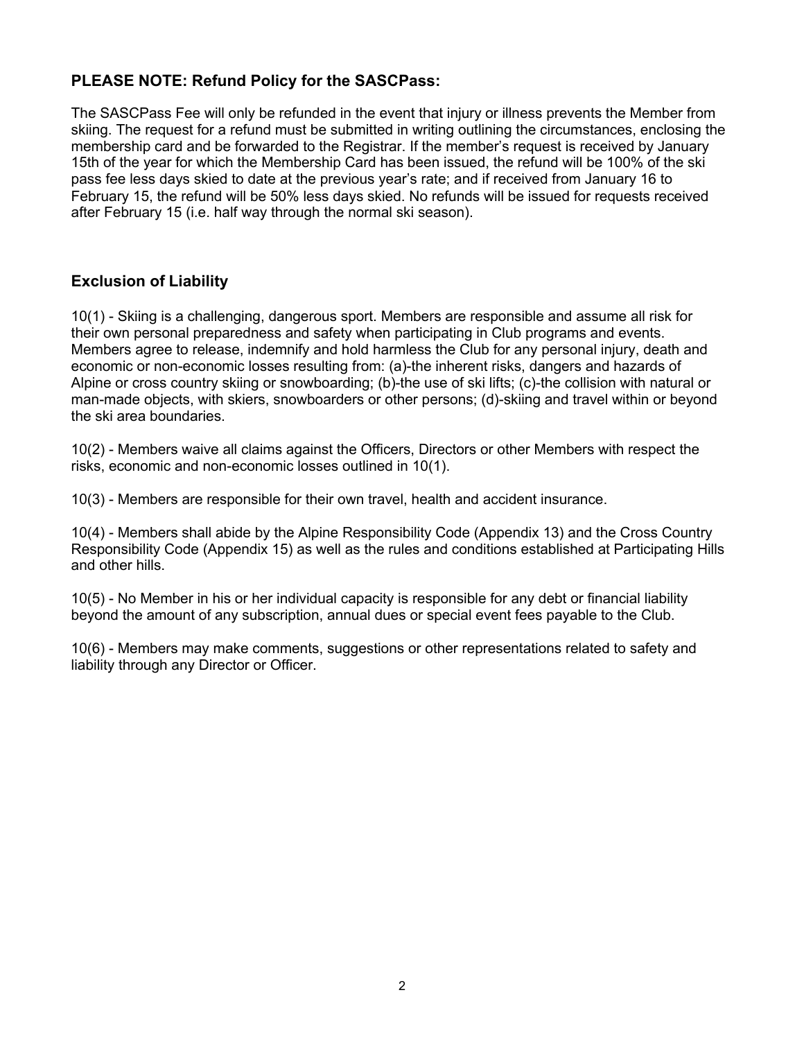## PLEASE NOTE: Refund Policy for the SASCPass:

The SASCPass Fee will only be refunded in the event that injury or illness prevents the Member from skiing. The request for a refund must be submitted in writing outlining the circumstances, enclosing the membership card and be forwarded to the Registrar. If the member's request is received by January 15th of the year for which the Membership Card has been issued, the refund will be 100% of the ski pass fee less days skied to date at the previous year's rate; and if received from January 16 to February 15, the refund will be 50% less days skied. No refunds will be issued for requests received after February 15 (i.e. half way through the normal ski season).

## Exclusion of Liability

10(1) - Skiing is a challenging, dangerous sport. Members are responsible and assume all risk for their own personal preparedness and safety when participating in Club programs and events. Members agree to release, indemnify and hold harmless the Club for any personal injury, death and economic or non-economic losses resulting from: (a)-the inherent risks, dangers and hazards of Alpine or cross country skiing or snowboarding; (b)-the use of ski lifts; (c)-the collision with natural or man-made objects, with skiers, snowboarders or other persons; (d)-skiing and travel within or beyond the ski area boundaries.

10(2) - Members waive all claims against the Officers, Directors or other Members with respect the risks, economic and non-economic losses outlined in 10(1).

10(3) - Members are responsible for their own travel, health and accident insurance.

10(4) - Members shall abide by the Alpine Responsibility Code (Appendix 13) and the Cross Country Responsibility Code (Appendix 15) as well as the rules and conditions established at Participating Hills and other hills.

10(5) - No Member in his or her individual capacity is responsible for any debt or financial liability beyond the amount of any subscription, annual dues or special event fees payable to the Club.

10(6) - Members may make comments, suggestions or other representations related to safety and liability through any Director or Officer.